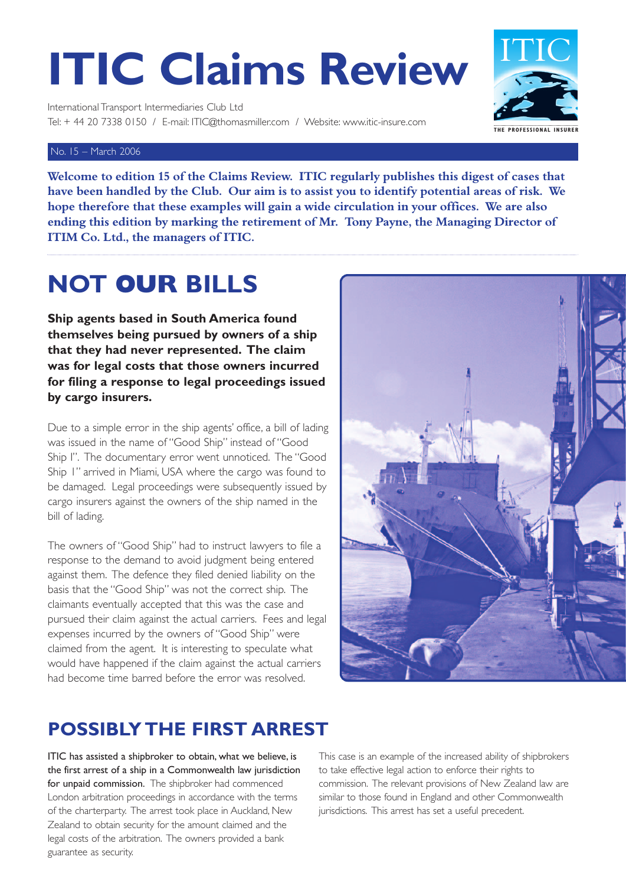# ITIC Claims Review

International Transport Intermediaries Club Ltd
Tel: + 44 20 7338 0150 / E-mail: ITIC@thomasmiller.com / Website: www.itic-insure.com

No. 15 – March 2006

**Welcome to edition 15 of the Claims Review. ITIC regularly publishes this digest of cases that have been handled by the Club. Our aim is to assist you to identify potential areas of risk. We hope therefore that these examples will gain a wide circulation in your offices. We are also ending this edition by marking the retirement of Mr. Tony Payne, the Managing Director of ITIM Co. Ltd., the managers of ITIC.**

## NOT OUR BILLS

**Ship agents based in South America found themselves being pursued by owners of a ship that they had never represented. The claim was for legal costs that those owners incurred for filing a response to legal proceedings issued by cargo insurers.**

Due to a simple error in the ship agents' office, a bill of lading was issued in the name of "Good Ship" instead of "Good Ship I". The documentary error went unnoticed. The "Good Ship I" arrived in Miami, USA where the cargo was found to be damaged. Legal proceedings were subsequently issued by cargo insurers against the owners of the ship named in the bill of lading.

The owners of "Good Ship" had to instruct lawyers to file a response to the demand to avoid judgment being entered against them. The defence they filed denied liability on the basis that the "Good Ship" was not the correct ship. The claimants eventually accepted that this was the case and pursued their claim against the actual carriers. Fees and legal expenses incurred by the owners of "Good Ship" were claimed from the agent. It is interesting to speculate what would have happened if the claim against the actual carriers had become time barred before the error was resolved.

## POSSIBLY THE FIRST ARREST

ITIC has assisted a shipbroker to obtain, what we believe, is the first arrest of a ship in a Commonwealth law jurisdiction for unpaid commission. The shipbroker had commenced London arbitration proceedings in accordance with the terms of the charterparty. The arrest took place in Auckland, New Zealand to obtain security for the amount claimed and the legal costs of the arbitration. The owners provided a bank guarantee as security.

This case is an example of the increased ability of shipbrokers to take effective legal action to enforce their rights to commission. The relevant provisions of New Zealand law are similar to those found in England and other Commonwealth jurisdictions. This arrest has set a useful precedent.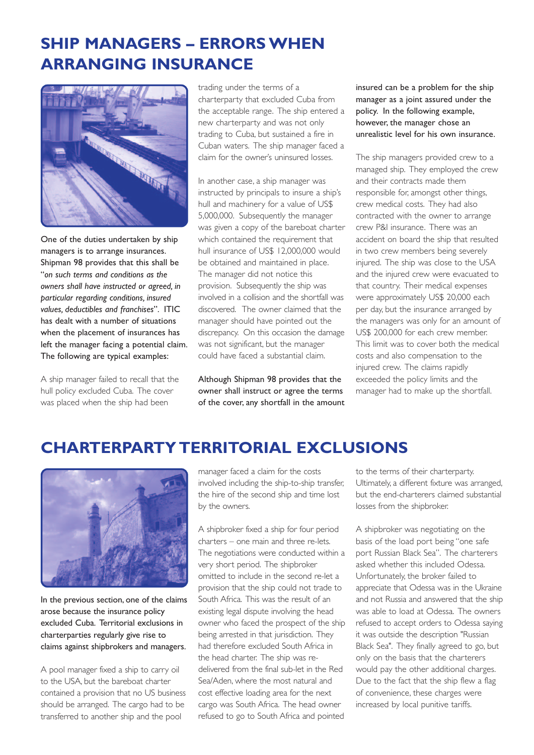## SHIP MANAGERS – ERRORS WHEN ARRANGING INSURANCE

**One of the duties undertaken by ship managers is to arrange insurances. Shipman 98 provides that this shall be "*on such terms and conditions as the owners shall have instructed or agreed, in particular regarding conditions, insured values, deductibles and franchises*". ITIC has dealt with a number of situations when the placement of insurances has left the manager facing a potential claim. The following are typical examples:**

A ship manager failed to recall that the hull policy excluded Cuba. The cover was placed when the ship had been trading under the terms of a charterparty that excluded Cuba from the acceptable range. The ship entered a new charterparty and was not only trading to Cuba, but sustained a fire in Cuban waters. The ship manager faced a claim for the owner's uninsured losses.

In another case, a ship manager was instructed by principals to insure a ship's hull and machinery for a value of US$ 5,000,000. Subsequently the manager was given a copy of the bareboat charter which contained the requirement that hull insurance of US$ 12,000,000 would be obtained and maintained in place. The manager did not notice this provision. Subsequently the ship was involved in a collision and the shortfall was discovered. The owner claimed that the manager should have pointed out the discrepancy. On this occasion the damage was not significant, but the manager could have faced a substantial claim.

**Although Shipman 98 provides that the owner shall instruct or agree the terms of the cover, any shortfall in the amount insured can be a problem for the ship manager as a joint assured under the policy. In the following example, however, the manager chose an unrealistic level for his own insurance.**

The ship managers provided crew to a managed ship. They employed the crew and their contracts made them responsible for, amongst other things, crew medical costs. They had also contracted with the owner to arrange crew P&I insurance. There was an accident on board the ship that resulted in two crew members being severely injured. The ship was close to the USA and the injured crew were evacuated to that country. Their medical expenses were approximately US$ 20,000 each per day, but the insurance arranged by the managers was only for an amount of US$ 200,000 for each crew member. This limit was to cover both the medical costs and also compensation to the injured crew. The claims rapidly exceeded the policy limits and the manager had to make up the shortfall.

## CHARTERPARTY TERRITORIAL EXCLUSIONS

**In the previous section, one of the claims arose because the insurance policy excluded Cuba. Territorial exclusions in charterparties regularly give rise to claims against shipbrokers and managers.**

A pool manager fixed a ship to carry oil to the USA, but the bareboat charter contained a provision that no US business should be arranged. The cargo had to be transferred to another ship and the pool manager faced a claim for the costs involved including the ship-to-ship transfer, the hire of the second ship and time lost by the owners.

A shipbroker fixed a ship for four period charters – one main and three re-lets. The negotiations were conducted within a very short period. The shipbroker omitted to include in the second re-let a provision that the ship could not trade to South Africa. This was the result of an existing legal dispute involving the head owner who faced the prospect of the ship being arrested in that jurisdiction. They had therefore excluded South Africa in the head charter. The ship was re-delivered from the final sub-let in the Red Sea/Aden, where the most natural and cost effective loading area for the next cargo was South Africa. The head owner refused to go to South Africa and pointed to the terms of their charterparty. Ultimately, a different fixture was arranged, but the end-charterers claimed substantial losses from the shipbroker.

A shipbroker was negotiating on the basis of the load port being "one safe port Russian Black Sea". The charterers asked whether this included Odessa. Unfortunately, the broker failed to appreciate that Odessa was in the Ukraine and not Russia and answered that the ship was able to load at Odessa. The owners refused to accept orders to Odessa saying it was outside the description "Russian Black Sea". They finally agreed to go, but only on the basis that the charterers would pay the other additional charges. Due to the fact that the ship flew a flag of convenience, these charges were increased by local punitive tariffs.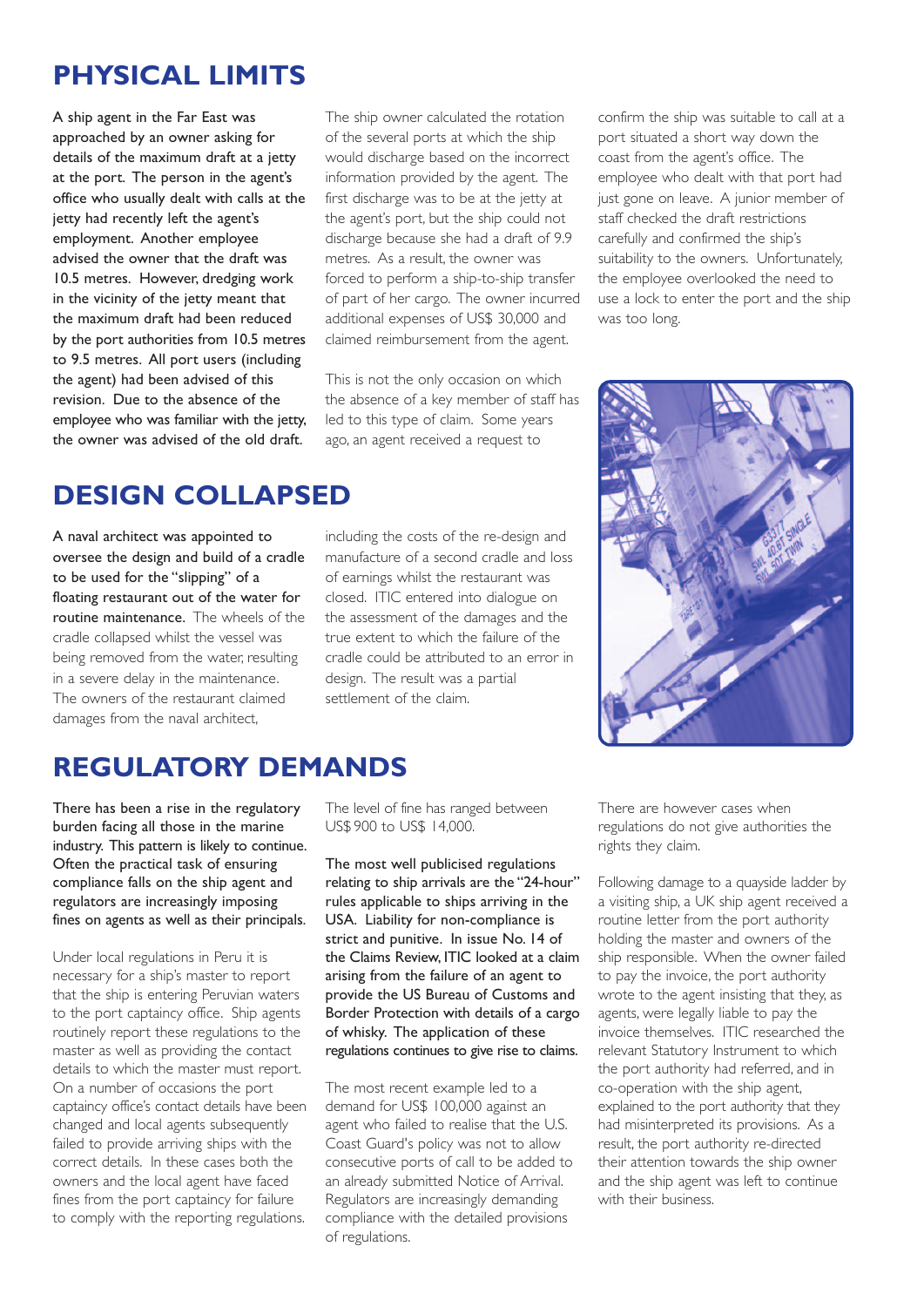## PHYSICAL LIMITS

**A ship agent in the Far East was approached by an owner asking for details of the maximum draft at a jetty at the port. The person in the agent's office who usually dealt with calls at the jetty had recently left the agent's employment. Another employee advised the owner that the draft was 10.5 metres. However, dredging work in the vicinity of the jetty meant that the maximum draft had been reduced by the port authorities from 10.5 metres to 9.5 metres. All port users (including the agent) had been advised of this revision. Due to the absence of the employee who was familiar with the jetty, the owner was advised of the old draft.**

The ship owner calculated the rotation of the several ports at which the ship would discharge based on the incorrect information provided by the agent. The first discharge was to be at the jetty at the agent's port, but the ship could not discharge because she had a draft of 9.9 metres. As a result, the owner was forced to perform a ship-to-ship transfer of part of her cargo. The owner incurred additional expenses of US$ 30,000 and claimed reimbursement from the agent.

This is not the only occasion on which the absence of a key member of staff has led to this type of claim. Some years ago, an agent received a request to confirm the ship was suitable to call at a port situated a short way down the coast from the agent's office. The employee who dealt with that port had just gone on leave. A junior member of staff checked the draft restrictions carefully and confirmed the ship's suitability to the owners. Unfortunately, the employee overlooked the need to use a lock to enter the port and the ship was too long.

## DESIGN COLLAPSED

**A naval architect was appointed to oversee the design and build of a cradle to be used for the "slipping" of a floating restaurant out of the water for routine maintenance.** The wheels of the cradle collapsed whilst the vessel was being removed from the water, resulting in a severe delay in the maintenance. The owners of the restaurant claimed damages from the naval architect, including the costs of the re-design and manufacture of a second cradle and loss of earnings whilst the restaurant was closed. ITIC entered into dialogue on the assessment of the damages and the true extent to which the failure of the cradle could be attributed to an error in design. The result was a partial settlement of the claim.

## REGULATORY DEMANDS

**There has been a rise in the regulatory burden facing all those in the marine industry. This pattern is likely to continue. Often the practical task of ensuring compliance falls on the ship agent and regulators are increasingly imposing fines on agents as well as their principals.**

Under local regulations in Peru it is necessary for a ship's master to report that the ship is entering Peruvian waters to the port captaincy office. Ship agents routinely report these regulations to the master as well as providing the contact details to which the master must report. On a number of occasions the port captaincy office's contact details have been changed and local agents subsequently failed to provide arriving ships with the correct details. In these cases both the owners and the local agent have faced fines from the port captaincy for failure to comply with the reporting regulations. The level of fine has ranged between US$ 900 to US$ 14,000.

**The most well publicised regulations relating to ship arrivals are the "24-hour" rules applicable to ships arriving in the USA. Liability for non-compliance is strict and punitive. In issue No. 14 of the Claims Review, ITIC looked at a claim arising from the failure of an agent to provide the US Bureau of Customs and Border Protection with details of a cargo of whisky. The application of these regulations continues to give rise to claims.**

The most recent example led to a demand for US$ 100,000 against an agent who failed to realise that the U.S. Coast Guard's policy was not to allow consecutive ports of call to be added to an already submitted Notice of Arrival. Regulators are increasingly demanding compliance with the detailed provisions of regulations.

There are however cases when regulations do not give authorities the rights they claim.

Following damage to a quayside ladder by a visiting ship, a UK ship agent received a routine letter from the port authority holding the master and owners of the ship responsible. When the owner failed to pay the invoice, the port authority wrote to the agent insisting that they, as agents, were legally liable to pay the invoice themselves. ITIC researched the relevant Statutory Instrument to which the port authority had referred, and in co-operation with the ship agent, explained to the port authority that they had misinterpreted its provisions. As a result, the port authority re-directed their attention towards the ship owner and the ship agent was left to continue with their business.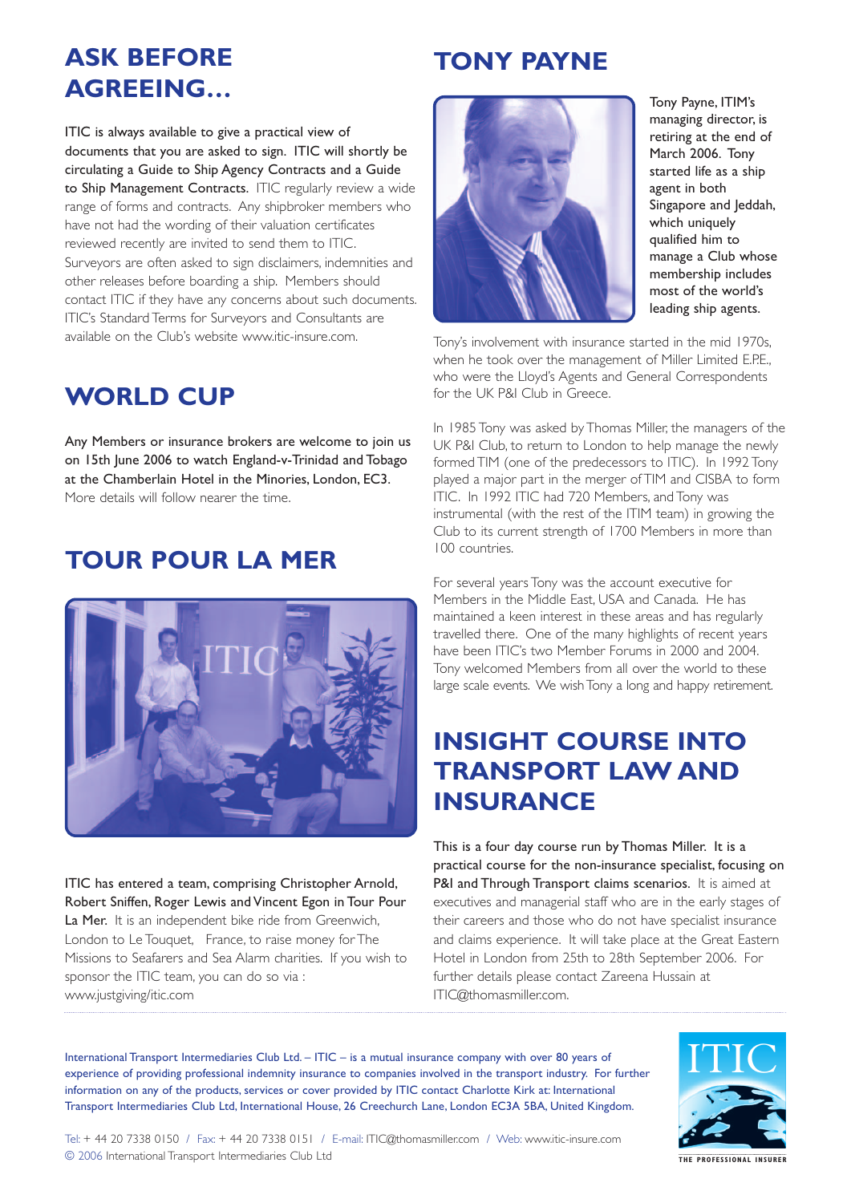## ASK BEFORE AGREEING...

**ITIC is always available to give a practical view of documents that you are asked to sign. ITIC will shortly be circulating a Guide to Ship Agency Contracts and a Guide to Ship Management Contracts.** ITIC regularly review a wide range of forms and contracts. Any shipbroker members who have not had the wording of their valuation certificates reviewed recently are invited to send them to ITIC. Surveyors are often asked to sign disclaimers, indemnities and other releases before boarding a ship. Members should contact ITIC if they have any concerns about such documents. ITIC's Standard Terms for Surveyors and Consultants are available on the Club's website www.itic-insure.com.

## WORLD CUP

**Any Members or insurance brokers are welcome to join us on 15th June 2006 to watch England-v-Trinidad and Tobago at the Chamberlain Hotel in the Minories, London, EC3.** More details will follow nearer the time.

## TOUR POUR LA MER

**ITIC has entered a team, comprising Christopher Arnold, Robert Sniffen, Roger Lewis and Vincent Egon in Tour Pour La Mer.** It is an independent bike ride from Greenwich, London to Le Touquet, France, to raise money for The Missions to Seafarers and Sea Alarm charities. If you wish to sponsor the ITIC team, you can do so via : www.justgiving/itic.com

## TONY PAYNE

**Tony Payne, ITIM's managing director, is retiring at the end of March 2006. Tony started life as a ship agent in both Singapore and Jeddah, which uniquely qualified him to manage a Club whose membership includes most of the world's leading ship agents.**

Tony's involvement with insurance started in the mid 1970s, when he took over the management of Miller Limited E.P.E., who were the Lloyd's Agents and General Correspondents for the UK P&I Club in Greece.

In 1985 Tony was asked by Thomas Miller, the managers of the UK P&I Club, to return to London to help manage the newly formed TIM (one of the predecessors to ITIC). In 1992 Tony played a major part in the merger of TIM and CISBA to form ITIC. In 1992 ITIC had 720 Members, and Tony was instrumental (with the rest of the ITIM team) in growing the Club to its current strength of 1700 Members in more than 100 countries.

For several years Tony was the account executive for Members in the Middle East, USA and Canada. He has maintained a keen interest in these areas and has regularly travelled there. One of the many highlights of recent years have been ITIC's two Member Forums in 2000 and 2004. Tony welcomed Members from all over the world to these large scale events. We wish Tony a long and happy retirement.

## INSIGHT COURSE INTO TRANSPORT LAW AND INSURANCE

**This is a four day course run by Thomas Miller. It is a practical course for the non-insurance specialist, focusing on P&I and Through Transport claims scenarios.** It is aimed at executives and managerial staff who are in the early stages of their careers and those who do not have specialist insurance and claims experience. It will take place at the Great Eastern Hotel in London from 25th to 28th September 2006. For further details please contact Zareena Hussain at ITIC@thomasmiller.com.

---

International Transport Intermediaries Club Ltd. – ITIC – is a mutual insurance company with over 80 years of experience of providing professional indemnity insurance to companies involved in the transport industry. For further information on any of the products, services or cover provided by ITIC contact Charlotte Kirk at: International Transport Intermediaries Club Ltd, International House, 26 Creechurch Lane, London EC3A 5BA, United Kingdom.

Tel: + 44 20 7338 0150 / Fax: + 44 20 7338 0151 / E-mail: ITIC@thomasmiller.com / Web: www.itic-insure.com
© 2006 International Transport Intermediaries Club Ltd

ITIC
THE PROFESSIONAL INSURER